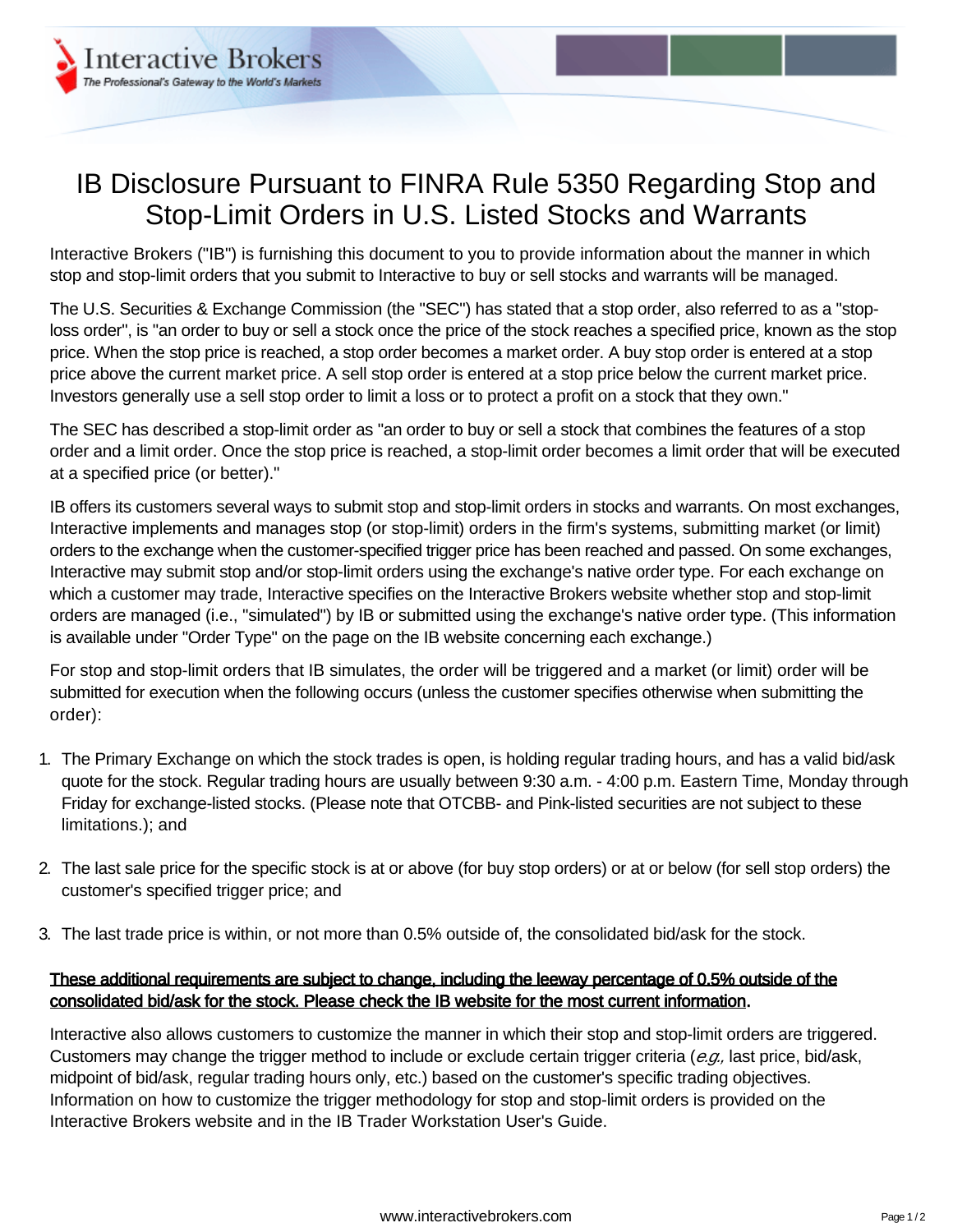# IB Disclosure Pursuant to FINRA Rule 5350 Regarding Stop and Stop-Limit Orders in U.S. Listed Stocks and Warrants

Interactive Brokers ("IB") is furnishing this document to you to provide information about the manner in which stop and stop-limit orders that you submit to Interactive to buy or sell stocks and warrants will be managed.

The U.S. Securities & Exchange Commission (the "SEC") has stated that a stop order, also referred to as a "stop-loss order", is "an order to buy or sell a stock once the price of the stock reaches a specified price, known as the stop price. When the stop price is reached, a stop order becomes a market order. A buy stop order is entered at a stop price above the current market price. A sell stop order is entered at a stop price below the current market price. Investors generally use a sell stop order to limit a loss or to protect a profit on a stock that they own."

The SEC has described a stop-limit order as "an order to buy or sell a stock that combines the features of a stop order and a limit order. Once the stop price is reached, a stop-limit order becomes a limit order that will be executed at a specified price (or better)."

IB offers its customers several ways to submit stop and stop-limit orders in stocks and warrants. On most exchanges, Interactive implements and manages stop (or stop-limit) orders in the firm's systems, submitting market (or limit) orders to the exchange when the customer-specified trigger price has been reached and passed. On some exchanges, Interactive may submit stop and/or stop-limit orders using the exchange's native order type. For each exchange on which a customer may trade, Interactive specifies on the Interactive Brokers website whether stop and stop-limit orders are managed (i.e., "simulated") by IB or submitted using the exchange's native order type. (This information is available under "Order Type" on the page on the IB website concerning each exchange.)

For stop and stop-limit orders that IB simulates, the order will be triggered and a market (or limit) order will be submitted for execution when the following occurs (unless the customer specifies otherwise when submitting the order):

1. The Primary Exchange on which the stock trades is open, is holding regular trading hours, and has a valid bid/ask quote for the stock. Regular trading hours are usually between 9:30 a.m. - 4:00 p.m. Eastern Time, Monday through Friday for exchange-listed stocks. (Please note that OTCBB- and Pink-listed securities are not subject to these limitations.); and

2. The last sale price for the specific stock is at or above (for buy stop orders) or at or below (for sell stop orders) the customer's specified trigger price; and

3. The last trade price is within, or not more than 0.5% outside of, the consolidated bid/ask for the stock.

**<u>These additional requirements are subject to change, including the leeway percentage of 0.5% outside of the consolidated bid/ask for the stock. Please check the IB website for the most current information</u>.**

Interactive also allows customers to customize the manner in which their stop and stop-limit orders are triggered. Customers may change the trigger method to include or exclude certain trigger criteria (*e.g.,* last price, bid/ask, midpoint of bid/ask, regular trading hours only, etc.) based on the customer's specific trading objectives. Information on how to customize the trigger methodology for stop and stop-limit orders is provided on the Interactive Brokers website and in the IB Trader Workstation User's Guide.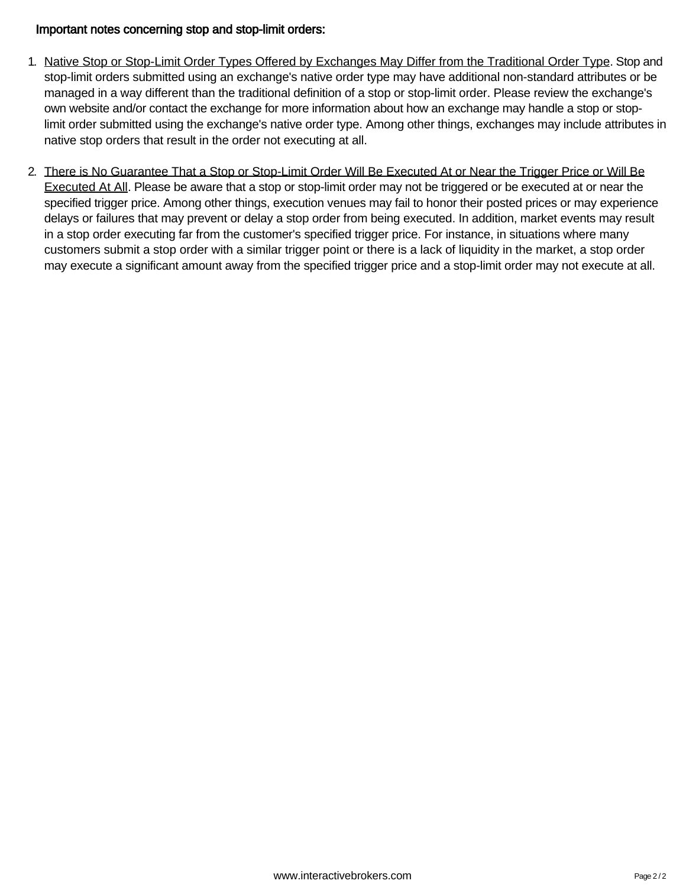**Important notes concerning stop and stop-limit orders:**

1. Native Stop or Stop-Limit Order Types Offered by Exchanges May Differ from the Traditional Order Type. Stop and stop-limit orders submitted using an exchange's native order type may have additional non-standard attributes or be managed in a way different than the traditional definition of a stop or stop-limit order. Please review the exchange's own website and/or contact the exchange for more information about how an exchange may handle a stop or stop-limit order submitted using the exchange's native order type. Among other things, exchanges may include attributes in native stop orders that result in the order not executing at all.

2. There is No Guarantee That a Stop or Stop-Limit Order Will Be Executed At or Near the Trigger Price or Will Be Executed At All. Please be aware that a stop or stop-limit order may not be triggered or be executed at or near the specified trigger price. Among other things, execution venues may fail to honor their posted prices or may experience delays or failures that may prevent or delay a stop order from being executed. In addition, market events may result in a stop order executing far from the customer's specified trigger price. For instance, in situations where many customers submit a stop order with a similar trigger point or there is a lack of liquidity in the market, a stop order may execute a significant amount away from the specified trigger price and a stop-limit order may not execute at all.